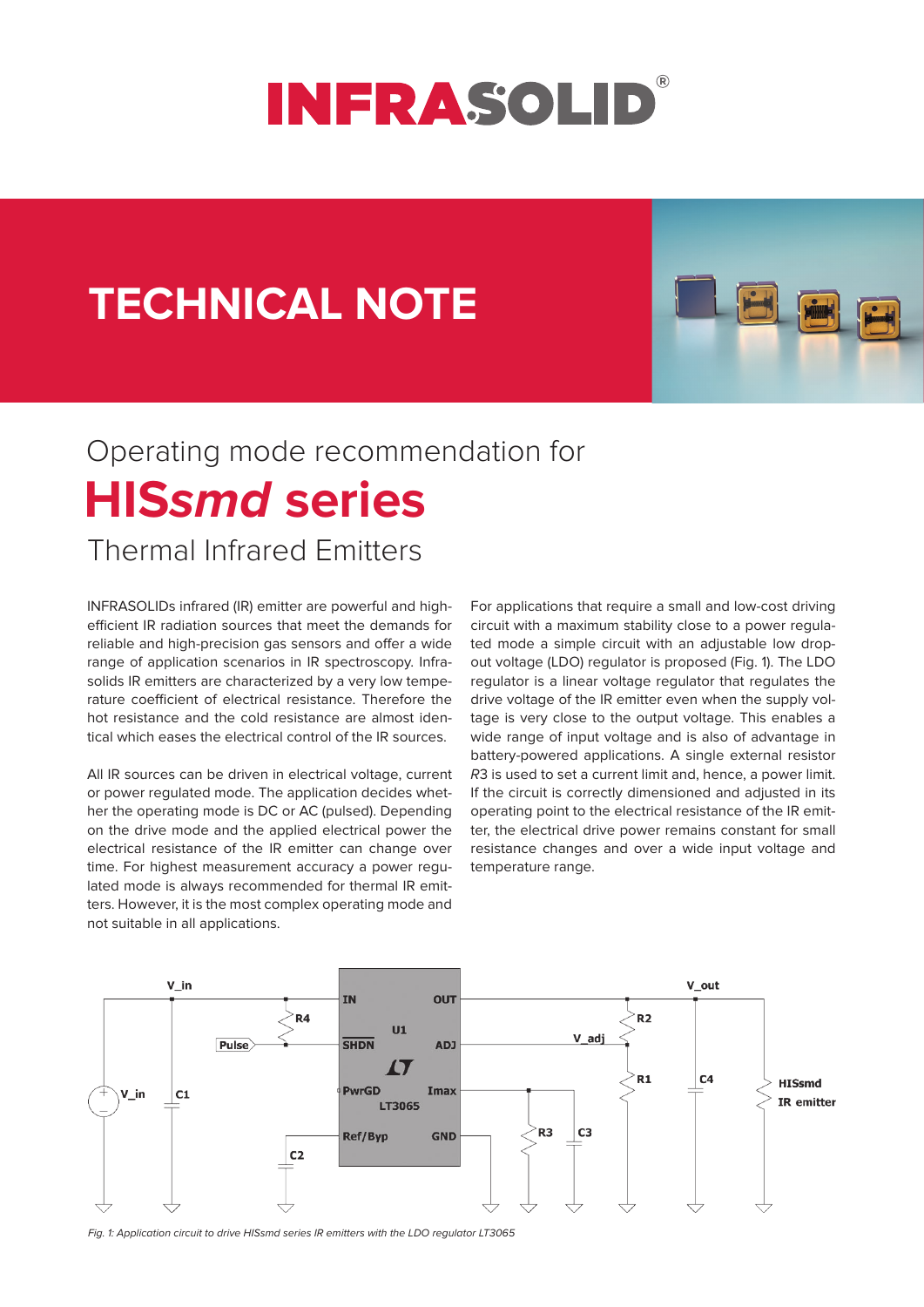# INFRASOLID®

# TECHNICAL NOTE

## Operating mode recommendation for

# HIS*smd* series

## Thermal Infrared Emitters

INFRASOLIDs infrared (IR) emitter are powerful and high-efficient IR radiation sources that meet the demands for reliable and high-precision gas sensors and offer a wide range of application scenarios in IR spectroscopy. Infrasolids IR emitters are characterized by a very low temperature coefficient of electrical resistance. Therefore the hot resistance and the cold resistance are almost identical which eases the electrical control of the IR sources.

All IR sources can be driven in electrical voltage, current or power regulated mode. The application decides whether the operating mode is DC or AC (pulsed). Depending on the drive mode and the applied electrical power the electrical resistance of the IR emitter can change over time. For highest measurement accuracy a power regulated mode is always recommended for thermal IR emitters. However, it is the most complex operating mode and not suitable in all applications.

For applications that require a small and low-cost driving circuit with a maximum stability close to a power regulated mode a simple circuit with an adjustable low dropout voltage (LDO) regulator is proposed (Fig. 1). The LDO regulator is a linear voltage regulator that regulates the drive voltage of the IR emitter even when the supply voltage is very close to the output voltage. This enables a wide range of input voltage and is also of advantage in battery-powered applications. A single external resistor *R3* is used to set a current limit and, hence, a power limit. If the circuit is correctly dimensioned and adjusted in its operating point to the electrical resistance of the IR emitter, the electrical drive power remains constant for small resistance changes and over a wide input voltage and temperature range.

*Fig. 1: Application circuit to drive HISsmd series IR emitters with the LDO regulator LT3065*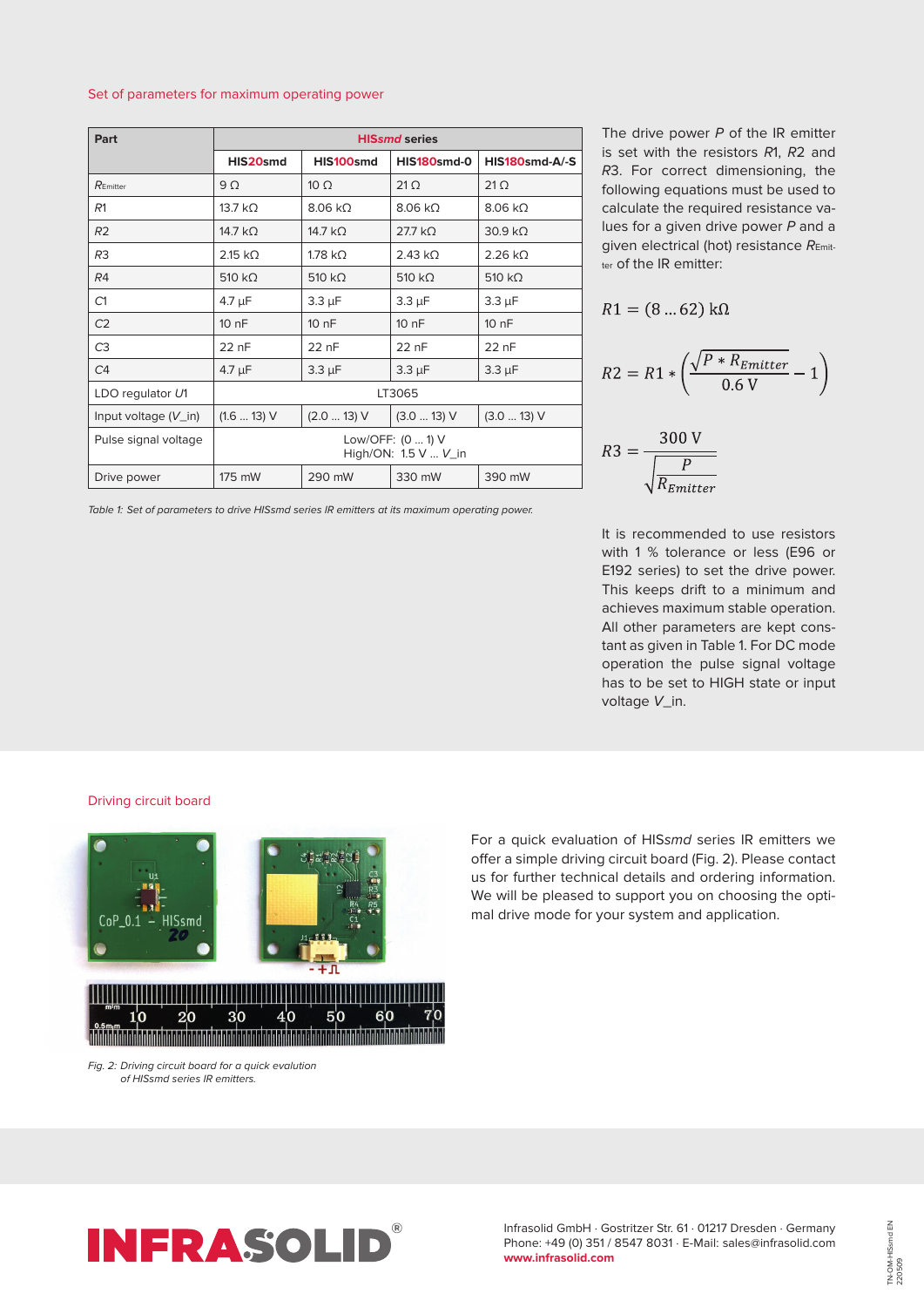## Set of parameters for maximum operating power

| Part | HIS*smd* series | | | |
|---|---|---|---|---|
| | HIS20smd | HIS100smd | HIS180smd-0 | HIS180smd-A/-S |
| $R_{Emitter}$ | 9 Ω | 10 Ω | 21 Ω | 21 Ω |
| *R1* | 13.7 kΩ | 8.06 kΩ | 8.06 kΩ | 8.06 kΩ |
| *R2* | 14.7 kΩ | 14.7 kΩ | 27.7 kΩ | 30.9 kΩ |
| *R3* | 2.15 kΩ | 1.78 kΩ | 2.43 kΩ | 2.26 kΩ |
| *R4* | 510 kΩ | 510 kΩ | 510 kΩ | 510 kΩ |
| *C1* | 4.7 µF | 3.3 µF | 3.3 µF | 3.3 µF |
| *C2* | 10 nF | 10 nF | 10 nF | 10 nF |
| *C3* | 22 nF | 22 nF | 22 nF | 22 nF |
| *C4* | 4.7 µF | 3.3 µF | 3.3 µF | 3.3 µF |
| LDO regulator *U1* | LT3065 | | | |
| Input voltage (*V_in*) | (1.6 ... 13) V | (2.0 ... 13) V | (3.0 ... 13) V | (3.0 ... 13) V |
| Pulse signal voltage | Low/OFF: (0 ... 1) V<br>High/ON: 1.5 V ... *V_in* | | | |
| Drive power | 175 mW | 290 mW | 330 mW | 390 mW |

*Table 1: Set of parameters to drive HISsmd series IR emitters at its maximum operating power.*

The drive power *P* of the IR emitter is set with the resistors *R1*, *R2* and *R3*. For correct dimensioning, the following equations must be used to calculate the required resistance values for a given drive power *P* and a given electrical (hot) resistance $R_{Emitter}$ of the IR emitter:

$$R1 = (8 \dots 62)\ \text{k}\Omega$$

$$R2 = R1 * \left( \frac{\sqrt{P * R_{Emitter}}}{0.6\ \text{V}} - 1 \right)$$

$$R3 = \frac{300\ \text{V}}{\sqrt{\frac{P}{R_{Emitter}}}}$$

It is recommended to use resistors with 1 % tolerance or less (E96 or E192 series) to set the drive power. This keeps drift to a minimum and achieves maximum stable operation. All other parameters are kept constant as given in Table 1. For DC mode operation the pulse signal voltage has to be set to HIGH state or input voltage *V_in*.

## Driving circuit board

For a quick evaluation of HIS*smd* series IR emitters we offer a simple driving circuit board (Fig. 2). Please contact us for further technical details and ordering information. We will be pleased to support you on choosing the optimal drive mode for your system and application.

*Fig. 2: Driving circuit board for a quick evalution of HISsmd series IR emitters.*

Infrasolid GmbH · Gostritzer Str. 61 · 01217 Dresden · Germany
Phone: +49 (0) 351 / 8547 8031 · E-Mail: sales@infrasolid.com
**www.infrasolid.com**